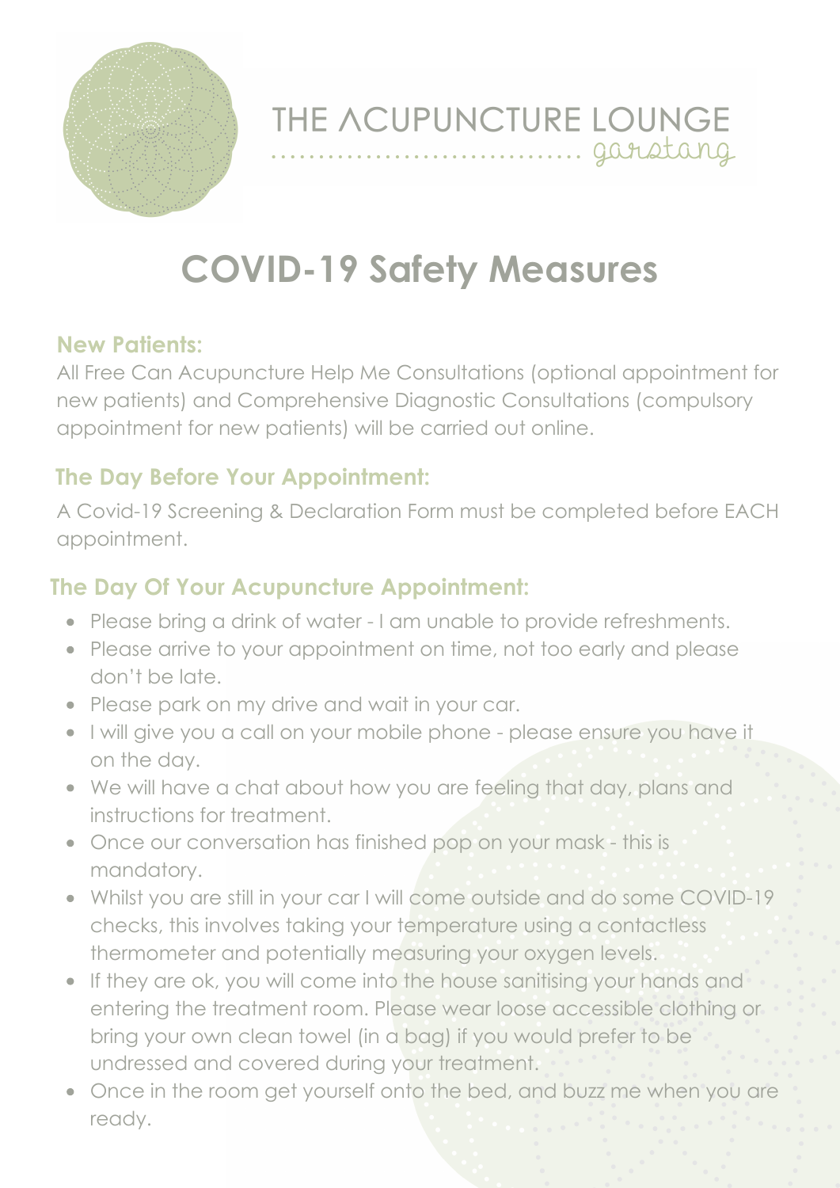THE ACUPUNCTURE LOUNGE
garstang

# COVID-19 Safety Measures

### New Patients:

All Free Can Acupuncture Help Me Consultations (optional appointment for new patients) and Comprehensive Diagnostic Consultations (compulsory appointment for new patients) will be carried out online.

### The Day Before Your Appointment:

A Covid-19 Screening & Declaration Form must be completed before EACH appointment.

### The Day Of Your Acupuncture Appointment:

- Please bring a drink of water - I am unable to provide refreshments.
- Please arrive to your appointment on time, not too early and please don't be late.
- Please park on my drive and wait in your car.
- I will give you a call on your mobile phone - please ensure you have it on the day.
- We will have a chat about how you are feeling that day, plans and instructions for treatment.
- Once our conversation has finished pop on your mask - this is mandatory.
- Whilst you are still in your car I will come outside and do some COVID-19 checks, this involves taking your temperature using a contactless thermometer and potentially measuring your oxygen levels.
- If they are ok, you will come into the house sanitising your hands and entering the treatment room. Please wear loose accessible clothing or bring your own clean towel (in a bag) if you would prefer to be undressed and covered during your treatment.
- Once in the room get yourself onto the bed, and buzz me when you are ready.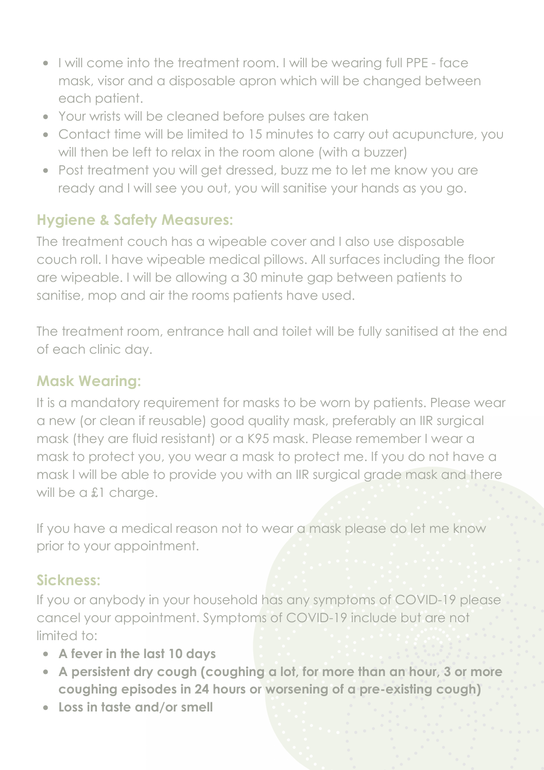- I will come into the treatment room. I will be wearing full PPE - face mask, visor and a disposable apron which will be changed between each patient.
- Your wrists will be cleaned before pulses are taken
- Contact time will be limited to 15 minutes to carry out acupuncture, you will then be left to relax in the room alone (with a buzzer)
- Post treatment you will get dressed, buzz me to let me know you are ready and I will see you out, you will sanitise your hands as you go.

## Hygiene & Safety Measures:

The treatment couch has a wipeable cover and I also use disposable couch roll. I have wipeable medical pillows. All surfaces including the floor are wipeable. I will be allowing a 30 minute gap between patients to sanitise, mop and air the rooms patients have used.

The treatment room, entrance hall and toilet will be fully sanitised at the end of each clinic day.

## Mask Wearing:

It is a mandatory requirement for masks to be worn by patients. Please wear a new (or clean if reusable) good quality mask, preferably an IIR surgical mask (they are fluid resistant) or a K95 mask. Please remember I wear a mask to protect you, you wear a mask to protect me. If you do not have a mask I will be able to provide you with an IIR surgical grade mask and there will be a £1 charge.

If you have a medical reason not to wear a mask please do let me know prior to your appointment.

## Sickness:

If you or anybody in your household has any symptoms of COVID-19 please cancel your appointment. Symptoms of COVID-19 include but are not limited to:

- **A fever in the last 10 days**
- **A persistent dry cough (coughing a lot, for more than an hour, 3 or more coughing episodes in 24 hours or worsening of a pre-existing cough)**
- **Loss in taste and/or smell**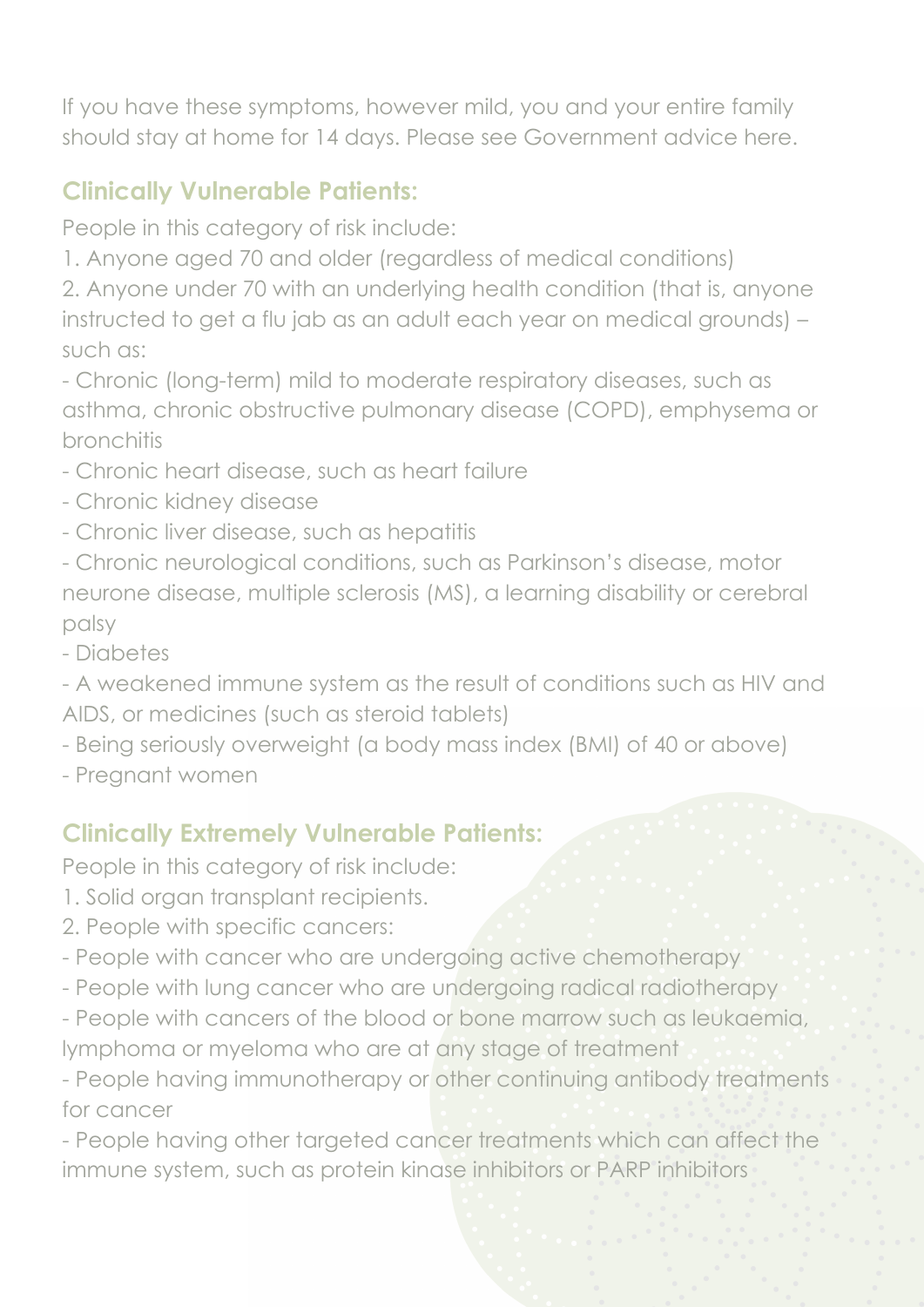If you have these symptoms, however mild, you and your entire family should stay at home for 14 days. Please see Government advice here.

## Clinically Vulnerable Patients:

People in this category of risk include:

1. Anyone aged 70 and older (regardless of medical conditions)
2. Anyone under 70 with an underlying health condition (that is, anyone instructed to get a flu jab as an adult each year on medical grounds) – such as:

- Chronic (long-term) mild to moderate respiratory diseases, such as asthma, chronic obstructive pulmonary disease (COPD), emphysema or bronchitis
- Chronic heart disease, such as heart failure
- Chronic kidney disease
- Chronic liver disease, such as hepatitis
- Chronic neurological conditions, such as Parkinson's disease, motor neurone disease, multiple sclerosis (MS), a learning disability or cerebral palsy
- Diabetes
- A weakened immune system as the result of conditions such as HIV and AIDS, or medicines (such as steroid tablets)
- Being seriously overweight (a body mass index (BMI) of 40 or above)
- Pregnant women

## Clinically Extremely Vulnerable Patients:

People in this category of risk include:

1. Solid organ transplant recipients.
2. People with specific cancers:

- People with cancer who are undergoing active chemotherapy
- People with lung cancer who are undergoing radical radiotherapy
- People with cancers of the blood or bone marrow such as leukaemia, lymphoma or myeloma who are at any stage of treatment
- People having immunotherapy or other continuing antibody treatments for cancer
- People having other targeted cancer treatments which can affect the immune system, such as protein kinase inhibitors or PARP inhibitors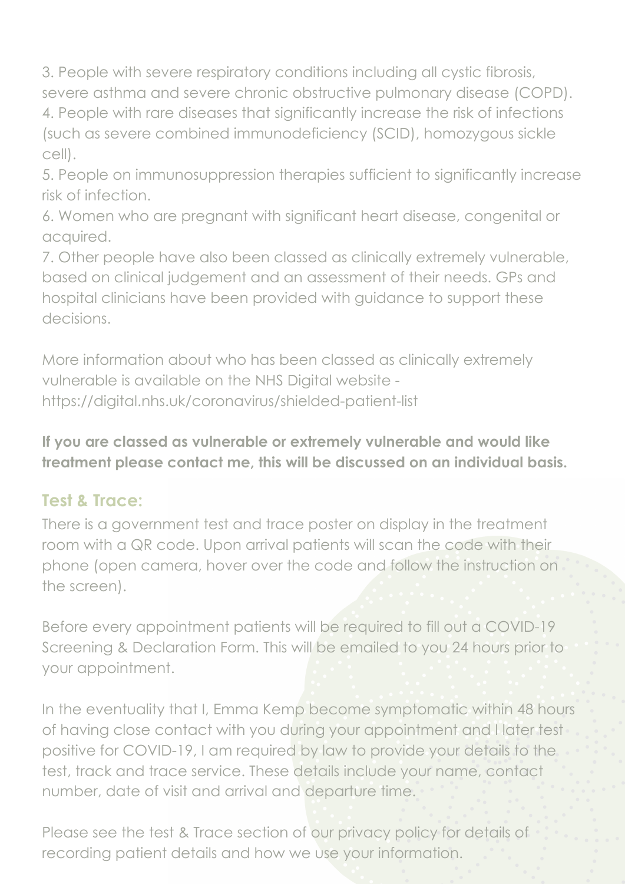3. People with severe respiratory conditions including all cystic fibrosis, severe asthma and severe chronic obstructive pulmonary disease (COPD).
4. People with rare diseases that significantly increase the risk of infections (such as severe combined immunodeficiency (SCID), homozygous sickle cell).
5. People on immunosuppression therapies sufficient to significantly increase risk of infection.
6. Women who are pregnant with significant heart disease, congenital or acquired.
7. Other people have also been classed as clinically extremely vulnerable, based on clinical judgement and an assessment of their needs. GPs and hospital clinicians have been provided with guidance to support these decisions.

More information about who has been classed as clinically extremely vulnerable is available on the NHS Digital website - https://digital.nhs.uk/coronavirus/shielded-patient-list

**If you are classed as vulnerable or extremely vulnerable and would like treatment please contact me, this will be discussed on an individual basis.**

## Test & Trace:

There is a government test and trace poster on display in the treatment room with a QR code. Upon arrival patients will scan the code with their phone (open camera, hover over the code and follow the instruction on the screen).

Before every appointment patients will be required to fill out a COVID-19 Screening & Declaration Form. This will be emailed to you 24 hours prior to your appointment.

In the eventuality that I, Emma Kemp become symptomatic within 48 hours of having close contact with you during your appointment and I later test positive for COVID-19, I am required by law to provide your details to the test, track and trace service. These details include your name, contact number, date of visit and arrival and departure time.

Please see the test & Trace section of our privacy policy for details of recording patient details and how we use your information.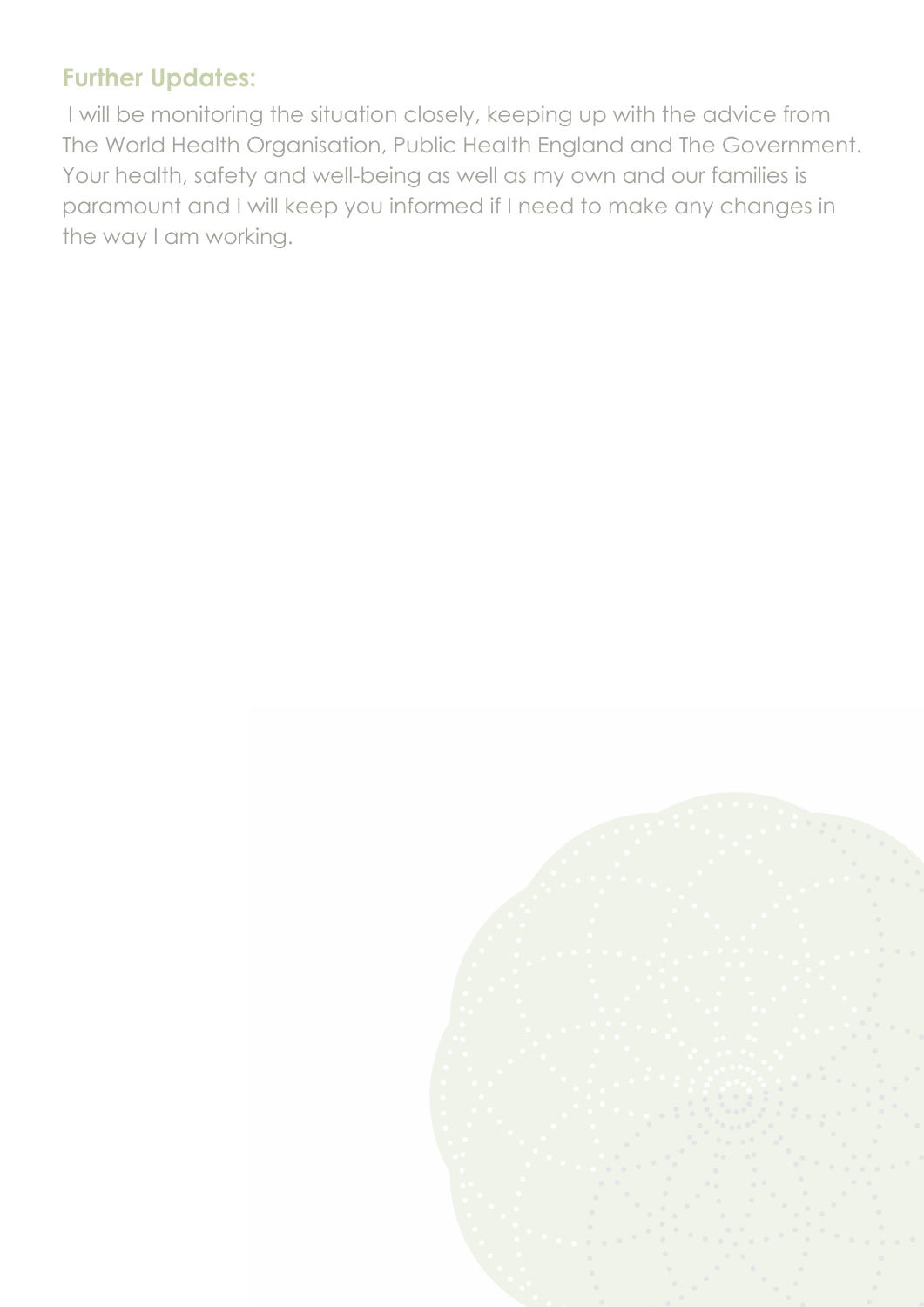## Further Updates:

I will be monitoring the situation closely, keeping up with the advice from The World Health Organisation, Public Health England and The Government. Your health, safety and well-being as well as my own and our families is paramount and I will keep you informed if I need to make any changes in the way I am working.